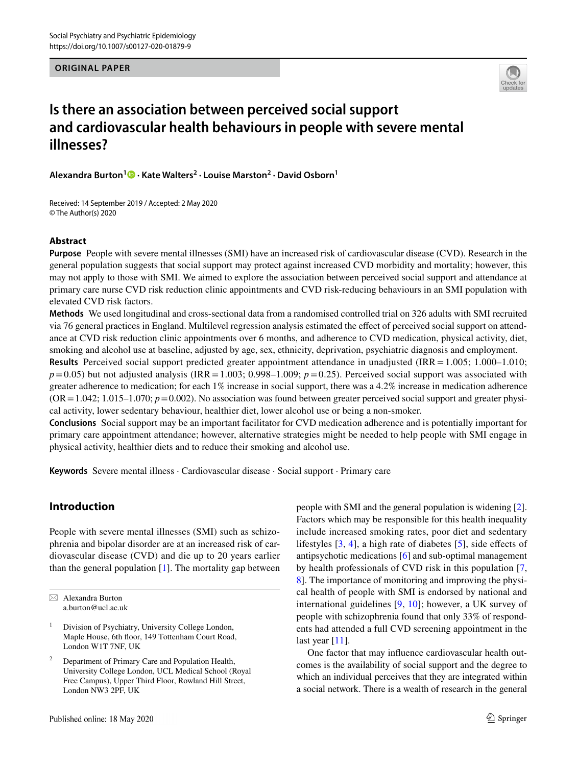ORIGINAL PAPER

# Is there an association between perceived social support and cardiovascular health behaviours in people with severe mental illnesses?

**Alexandra Burton[1] · Kate Walters[2] · Louise Marston[2] · David Osborn[1]**

Received: 14 September 2019 / Accepted: 2 May 2020
© The Author(s) 2020

## Abstract

**Purpose** People with severe mental illnesses (SMI) have an increased risk of cardiovascular disease (CVD). Research in the general population suggests that social support may protect against increased CVD morbidity and mortality; however, this may not apply to those with SMI. We aimed to explore the association between perceived social support and attendance at primary care nurse CVD risk reduction clinic appointments and CVD risk-reducing behaviours in an SMI population with elevated CVD risk factors.

**Methods** We used longitudinal and cross-sectional data from a randomised controlled trial on 326 adults with SMI recruited via 76 general practices in England. Multilevel regression analysis estimated the effect of perceived social support on attendance at CVD risk reduction clinic appointments over 6 months, and adherence to CVD medication, physical activity, diet, smoking and alcohol use at baseline, adjusted by age, sex, ethnicity, deprivation, psychiatric diagnosis and employment.

**Results** Perceived social support predicted greater appointment attendance in unadjusted (IRR = 1.005; 1.000–1.010; $p = 0.05$) but not adjusted analysis (IRR = 1.003; 0.998–1.009; $p = 0.25$). Perceived social support was associated with greater adherence to medication; for each 1% increase in social support, there was a 4.2% increase in medication adherence (OR = 1.042; 1.015–1.070; $p = 0.002$). No association was found between greater perceived social support and greater physical activity, lower sedentary behaviour, healthier diet, lower alcohol use or being a non-smoker.

**Conclusions** Social support may be an important facilitator for CVD medication adherence and is potentially important for primary care appointment attendance; however, alternative strategies might be needed to help people with SMI engage in physical activity, healthier diets and to reduce their smoking and alcohol use.

**Keywords** Severe mental illness · Cardiovascular disease · Social support · Primary care

## Introduction

People with severe mental illnesses (SMI) such as schizophrenia and bipolar disorder are at an increased risk of cardiovascular disease (CVD) and die up to 20 years earlier than the general population [1]. The mortality gap between people with SMI and the general population is widening [2]. Factors which may be responsible for this health inequality include increased smoking rates, poor diet and sedentary lifestyles [3, 4], a high rate of diabetes [5], side effects of antipsychotic medications [6] and sub-optimal management by health professionals of CVD risk in this population [7, 8]. The importance of monitoring and improving the physical health of people with SMI is endorsed by national and international guidelines [9, 10]; however, a UK survey of people with schizophrenia found that only 33% of respondents had attended a full CVD screening appointment in the last year [11].

One factor that may influence cardiovascular health outcomes is the availability of social support and the degree to which an individual perceives that they are integrated within a social network. There is a wealth of research in the general

---

✉ Alexandra Burton
a.burton@ucl.ac.uk

[1] Division of Psychiatry, University College London, Maple House, 6th floor, 149 Tottenham Court Road, London W1T 7NF, UK

[2] Department of Primary Care and Population Health, University College London, UCL Medical School (Royal Free Campus), Upper Third Floor, Rowland Hill Street, London NW3 2PF, UK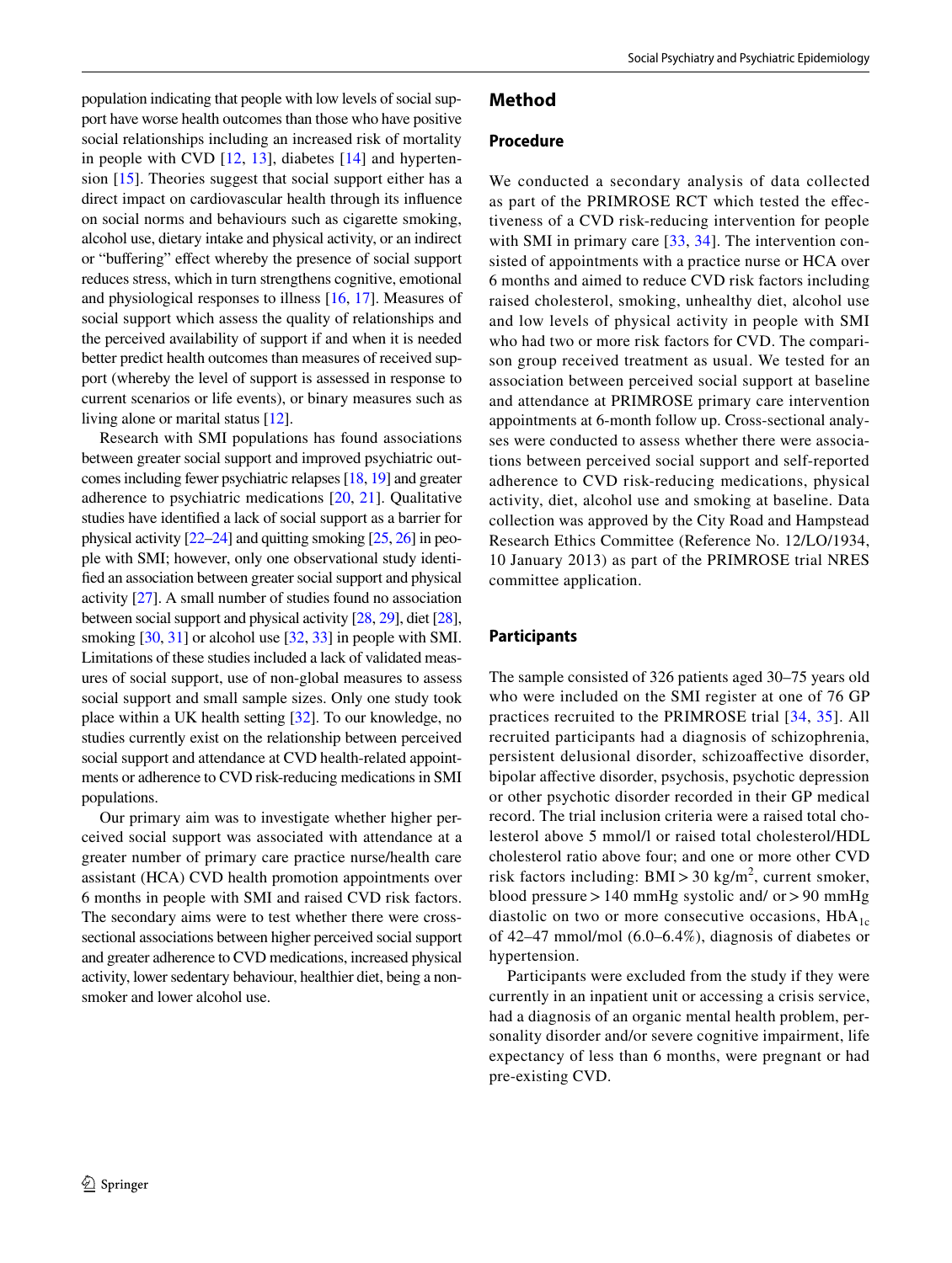population indicating that people with low levels of social support have worse health outcomes than those who have positive social relationships including an increased risk of mortality in people with CVD [12, 13], diabetes [14] and hypertension [15]. Theories suggest that social support either has a direct impact on cardiovascular health through its influence on social norms and behaviours such as cigarette smoking, alcohol use, dietary intake and physical activity, or an indirect or "buffering" effect whereby the presence of social support reduces stress, which in turn strengthens cognitive, emotional and physiological responses to illness [16, 17]. Measures of social support which assess the quality of relationships and the perceived availability of support if and when it is needed better predict health outcomes than measures of received support (whereby the level of support is assessed in response to current scenarios or life events), or binary measures such as living alone or marital status [12].

Research with SMI populations has found associations between greater social support and improved psychiatric outcomes including fewer psychiatric relapses [18, 19] and greater adherence to psychiatric medications [20, 21]. Qualitative studies have identified a lack of social support as a barrier for physical activity [22–24] and quitting smoking [25, 26] in people with SMI; however, only one observational study identified an association between greater social support and physical activity [27]. A small number of studies found no association between social support and physical activity [28, 29], diet [28], smoking [30, 31] or alcohol use [32, 33] in people with SMI. Limitations of these studies included a lack of validated measures of social support, use of non-global measures to assess social support and small sample sizes. Only one study took place within a UK health setting [32]. To our knowledge, no studies currently exist on the relationship between perceived social support and attendance at CVD health-related appointments or adherence to CVD risk-reducing medications in SMI populations.

Our primary aim was to investigate whether higher perceived social support was associated with attendance at a greater number of primary care practice nurse/health care assistant (HCA) CVD health promotion appointments over 6 months in people with SMI and raised CVD risk factors. The secondary aims were to test whether there were cross-sectional associations between higher perceived social support and greater adherence to CVD medications, increased physical activity, lower sedentary behaviour, healthier diet, being a non-smoker and lower alcohol use.

## Method

### Procedure

We conducted a secondary analysis of data collected as part of the PRIMROSE RCT which tested the effectiveness of a CVD risk-reducing intervention for people with SMI in primary care [33, 34]. The intervention consisted of appointments with a practice nurse or HCA over 6 months and aimed to reduce CVD risk factors including raised cholesterol, smoking, unhealthy diet, alcohol use and low levels of physical activity in people with SMI who had two or more risk factors for CVD. The comparison group received treatment as usual. We tested for an association between perceived social support at baseline and attendance at PRIMROSE primary care intervention appointments at 6-month follow up. Cross-sectional analyses were conducted to assess whether there were associations between perceived social support and self-reported adherence to CVD risk-reducing medications, physical activity, diet, alcohol use and smoking at baseline. Data collection was approved by the City Road and Hampstead Research Ethics Committee (Reference No. 12/LO/1934, 10 January 2013) as part of the PRIMROSE trial NRES committee application.

### Participants

The sample consisted of 326 patients aged 30–75 years old who were included on the SMI register at one of 76 GP practices recruited to the PRIMROSE trial [34, 35]. All recruited participants had a diagnosis of schizophrenia, persistent delusional disorder, schizoaffective disorder, bipolar affective disorder, psychosis, psychotic depression or other psychotic disorder recorded in their GP medical record. The trial inclusion criteria were a raised total cholesterol above 5 mmol/l or raised total cholesterol/HDL cholesterol ratio above four; and one or more other CVD risk factors including: BMI > 30 kg/m$^2$, current smoker, blood pressure > 140 mmHg systolic and/ or > 90 mmHg diastolic on two or more consecutive occasions, $HbA_{1c}$ of 42–47 mmol/mol (6.0–6.4%), diagnosis of diabetes or hypertension.

Participants were excluded from the study if they were currently in an inpatient unit or accessing a crisis service, had a diagnosis of an organic mental health problem, personality disorder and/or severe cognitive impairment, life expectancy of less than 6 months, were pregnant or had pre-existing CVD.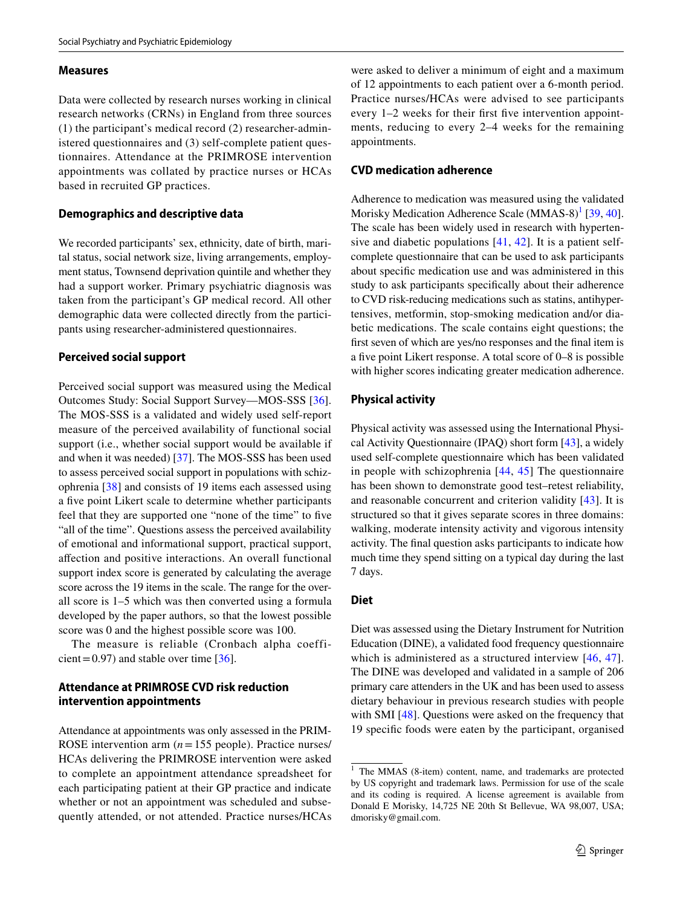### Measures

Data were collected by research nurses working in clinical research networks (CRNs) in England from three sources (1) the participant's medical record (2) researcher-administered questionnaires and (3) self-complete patient questionnaires. Attendance at the PRIMROSE intervention appointments was collated by practice nurses or HCAs based in recruited GP practices.

### Demographics and descriptive data

We recorded participants' sex, ethnicity, date of birth, marital status, social network size, living arrangements, employment status, Townsend deprivation quintile and whether they had a support worker. Primary psychiatric diagnosis was taken from the participant's GP medical record. All other demographic data were collected directly from the participants using researcher-administered questionnaires.

### Perceived social support

Perceived social support was measured using the Medical Outcomes Study: Social Support Survey—MOS-SSS [36]. The MOS-SSS is a validated and widely used self-report measure of the perceived availability of functional social support (i.e., whether social support would be available if and when it was needed) [37]. The MOS-SSS has been used to assess perceived social support in populations with schizophrenia [38] and consists of 19 items each assessed using a five point Likert scale to determine whether participants feel that they are supported one "none of the time" to five "all of the time". Questions assess the perceived availability of emotional and informational support, practical support, affection and positive interactions. An overall functional support index score is generated by calculating the average score across the 19 items in the scale. The range for the overall score is 1–5 which was then converted using a formula developed by the paper authors, so that the lowest possible score was 0 and the highest possible score was 100.

The measure is reliable (Cronbach alpha coefficient = 0.97) and stable over time [36].

### Attendance at PRIMROSE CVD risk reduction intervention appointments

Attendance at appointments was only assessed in the PRIMROSE intervention arm ($n = 155$ people). Practice nurses/HCAs delivering the PRIMROSE intervention were asked to complete an appointment attendance spreadsheet for each participating patient at their GP practice and indicate whether or not an appointment was scheduled and subsequently attended, or not attended. Practice nurses/HCAs were asked to deliver a minimum of eight and a maximum of 12 appointments to each patient over a 6-month period. Practice nurses/HCAs were advised to see participants every 1–2 weeks for their first five intervention appointments, reducing to every 2–4 weeks for the remaining appointments.

### CVD medication adherence

Adherence to medication was measured using the validated Morisky Medication Adherence Scale (MMAS-8)[1] [39, 40]. The scale has been widely used in research with hypertensive and diabetic populations [41, 42]. It is a patient self-complete questionnaire that can be used to ask participants about specific medication use and was administered in this study to ask participants specifically about their adherence to CVD risk-reducing medications such as statins, antihypertensives, metformin, stop-smoking medication and/or diabetic medications. The scale contains eight questions; the first seven of which are yes/no responses and the final item is a five point Likert response. A total score of 0–8 is possible with higher scores indicating greater medication adherence.

### Physical activity

Physical activity was assessed using the International Physical Activity Questionnaire (IPAQ) short form [43], a widely used self-complete questionnaire which has been validated in people with schizophrenia [44, 45] The questionnaire has been shown to demonstrate good test–retest reliability, and reasonable concurrent and criterion validity [43]. It is structured so that it gives separate scores in three domains: walking, moderate intensity activity and vigorous intensity activity. The final question asks participants to indicate how much time they spend sitting on a typical day during the last 7 days.

### Diet

Diet was assessed using the Dietary Instrument for Nutrition Education (DINE), a validated food frequency questionnaire which is administered as a structured interview [46, 47]. The DINE was developed and validated in a sample of 206 primary care attenders in the UK and has been used to assess dietary behaviour in previous research studies with people with SMI [48]. Questions were asked on the frequency that 19 specific foods were eaten by the participant, organised

[1] The MMAS (8-item) content, name, and trademarks are protected by US copyright and trademark laws. Permission for use of the scale and its coding is required. A license agreement is available from Donald E Morisky, 14,725 NE 20th St Bellevue, WA 98,007, USA; dmorisky@gmail.com.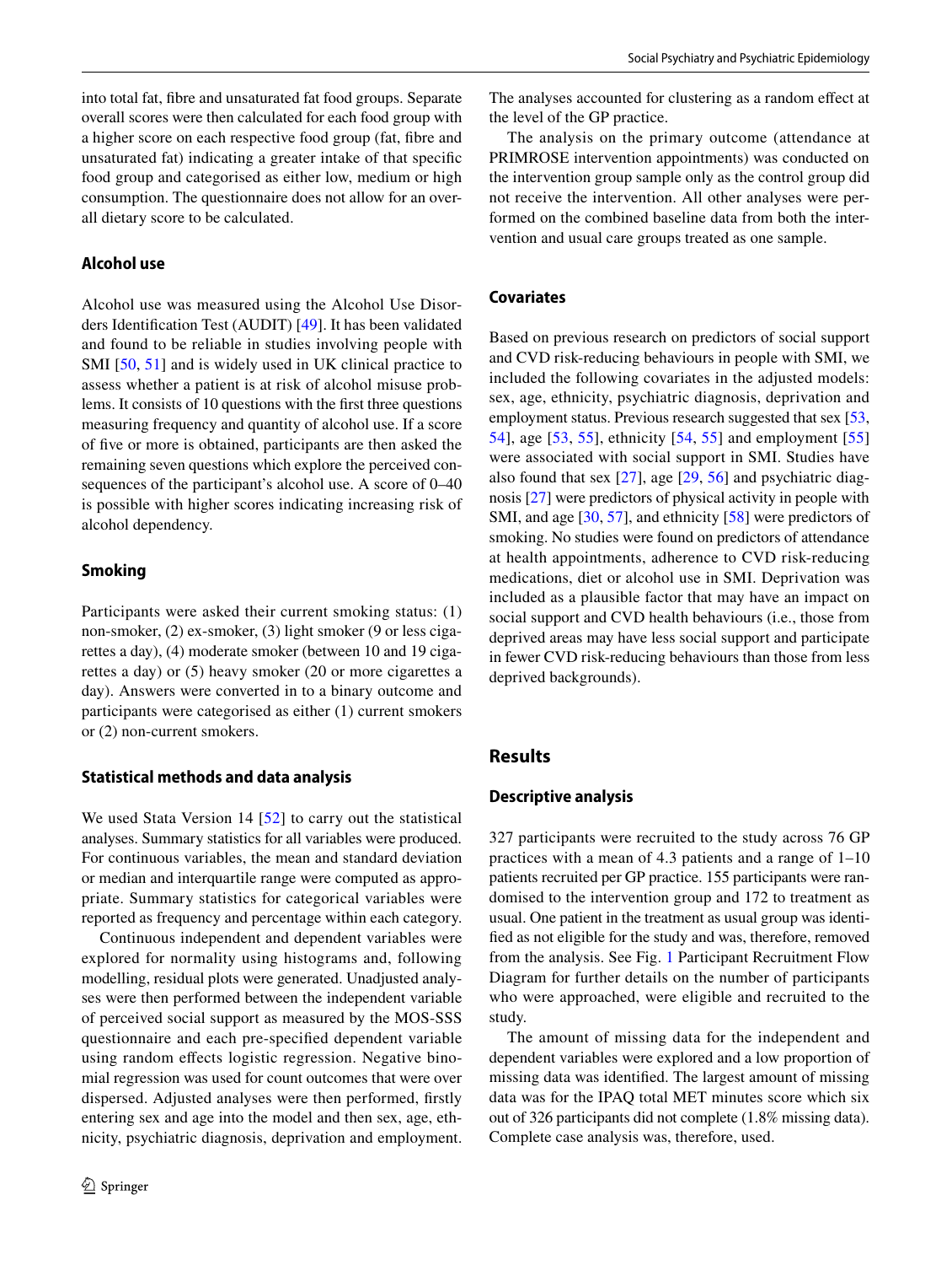into total fat, fibre and unsaturated fat food groups. Separate overall scores were then calculated for each food group with a higher score on each respective food group (fat, fibre and unsaturated fat) indicating a greater intake of that specific food group and categorised as either low, medium or high consumption. The questionnaire does not allow for an overall dietary score to be calculated.

### Alcohol use

Alcohol use was measured using the Alcohol Use Disorders Identification Test (AUDIT) [49]. It has been validated and found to be reliable in studies involving people with SMI [50, 51] and is widely used in UK clinical practice to assess whether a patient is at risk of alcohol misuse problems. It consists of 10 questions with the first three questions measuring frequency and quantity of alcohol use. If a score of five or more is obtained, participants are then asked the remaining seven questions which explore the perceived consequences of the participant's alcohol use. A score of 0–40 is possible with higher scores indicating increasing risk of alcohol dependency.

### Smoking

Participants were asked their current smoking status: (1) non-smoker, (2) ex-smoker, (3) light smoker (9 or less cigarettes a day), (4) moderate smoker (between 10 and 19 cigarettes a day) or (5) heavy smoker (20 or more cigarettes a day). Answers were converted in to a binary outcome and participants were categorised as either (1) current smokers or (2) non-current smokers.

### Statistical methods and data analysis

We used Stata Version 14 [52] to carry out the statistical analyses. Summary statistics for all variables were produced. For continuous variables, the mean and standard deviation or median and interquartile range were computed as appropriate. Summary statistics for categorical variables were reported as frequency and percentage within each category.

Continuous independent and dependent variables were explored for normality using histograms and, following modelling, residual plots were generated. Unadjusted analyses were then performed between the independent variable of perceived social support as measured by the MOS-SSS questionnaire and each pre-specified dependent variable using random effects logistic regression. Negative binomial regression was used for count outcomes that were over dispersed. Adjusted analyses were then performed, firstly entering sex and age into the model and then sex, age, ethnicity, psychiatric diagnosis, deprivation and employment. The analyses accounted for clustering as a random effect at the level of the GP practice.

The analysis on the primary outcome (attendance at PRIMROSE intervention appointments) was conducted on the intervention group sample only as the control group did not receive the intervention. All other analyses were performed on the combined baseline data from both the intervention and usual care groups treated as one sample.

### Covariates

Based on previous research on predictors of social support and CVD risk-reducing behaviours in people with SMI, we included the following covariates in the adjusted models: sex, age, ethnicity, psychiatric diagnosis, deprivation and employment status. Previous research suggested that sex [53, 54], age [53, 55], ethnicity [54, 55] and employment [55] were associated with social support in SMI. Studies have also found that sex [27], age [29, 56] and psychiatric diagnosis [27] were predictors of physical activity in people with SMI, and age [30, 57], and ethnicity [58] were predictors of smoking. No studies were found on predictors of attendance at health appointments, adherence to CVD risk-reducing medications, diet or alcohol use in SMI. Deprivation was included as a plausible factor that may have an impact on social support and CVD health behaviours (i.e., those from deprived areas may have less social support and participate in fewer CVD risk-reducing behaviours than those from less deprived backgrounds).

## Results

### Descriptive analysis

327 participants were recruited to the study across 76 GP practices with a mean of 4.3 patients and a range of 1–10 patients recruited per GP practice. 155 participants were randomised to the intervention group and 172 to treatment as usual. One patient in the treatment as usual group was identified as not eligible for the study and was, therefore, removed from the analysis. See Fig. 1 Participant Recruitment Flow Diagram for further details on the number of participants who were approached, were eligible and recruited to the study.

The amount of missing data for the independent and dependent variables were explored and a low proportion of missing data was identified. The largest amount of missing data was for the IPAQ total MET minutes score which six out of 326 participants did not complete (1.8% missing data). Complete case analysis was, therefore, used.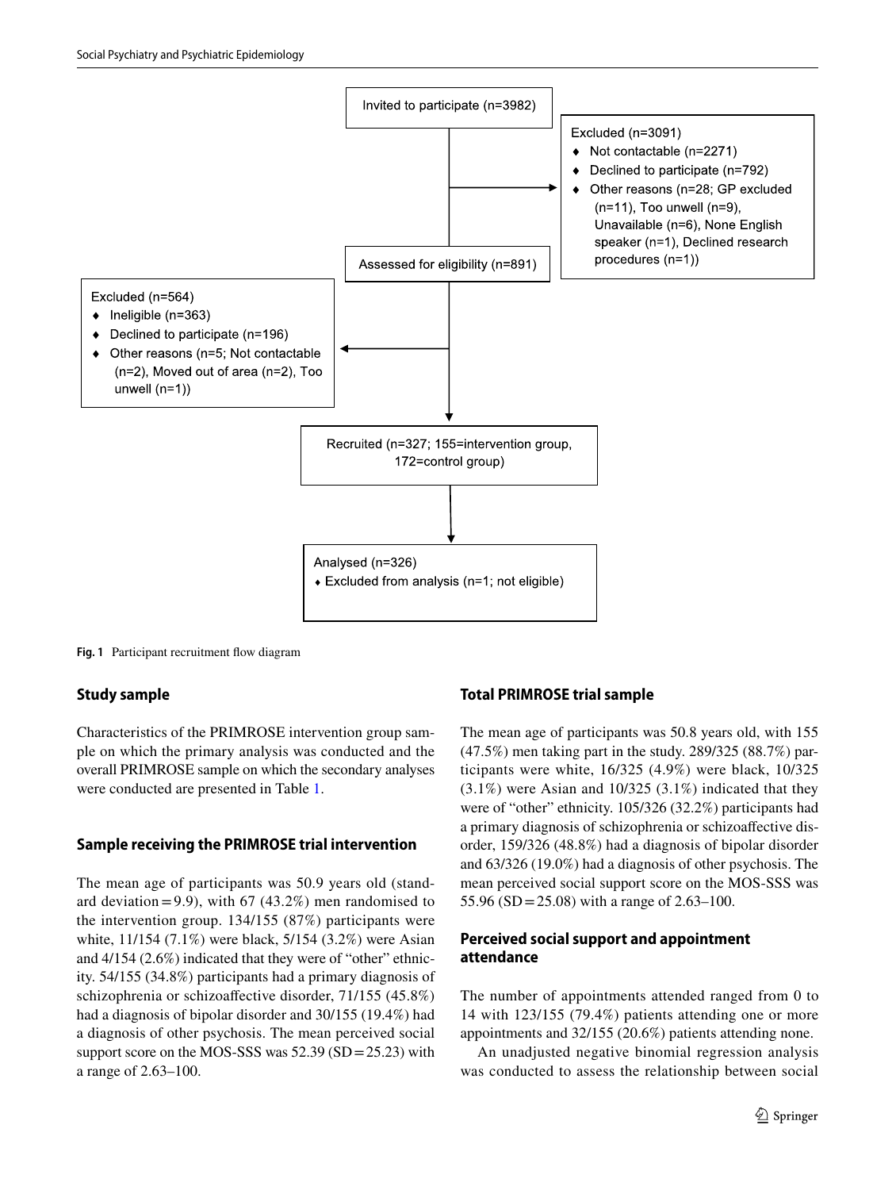Invited to participate (n=3982)

Excluded (n=3091)
- Not contactable (n=2271)
- Declined to participate (n=792)
- Other reasons (n=28; GP excluded (n=11), Too unwell (n=9), Unavailable (n=6), None English speaker (n=1), Declined research procedures (n=1))

Assessed for eligibility (n=891)

Excluded (n=564)
- Ineligible (n=363)
- Declined to participate (n=196)
- Other reasons (n=5; Not contactable (n=2), Moved out of area (n=2), Too unwell (n=1))

Recruited (n=327; 155=intervention group, 172=control group)

Analysed (n=326)
- Excluded from analysis (n=1; not eligible)

**Fig. 1** Participant recruitment flow diagram

## Study sample

Characteristics of the PRIMROSE intervention group sample on which the primary analysis was conducted and the overall PRIMROSE sample on which the secondary analyses were conducted are presented in Table 1.

## Sample receiving the PRIMROSE trial intervention

The mean age of participants was 50.9 years old (standard deviation = 9.9), with 67 (43.2%) men randomised to the intervention group. 134/155 (87%) participants were white, 11/154 (7.1%) were black, 5/154 (3.2%) were Asian and 4/154 (2.6%) indicated that they were of "other" ethnicity. 54/155 (34.8%) participants had a primary diagnosis of schizophrenia or schizoaffective disorder, 71/155 (45.8%) had a diagnosis of bipolar disorder and 30/155 (19.4%) had a diagnosis of other psychosis. The mean perceived social support score on the MOS-SSS was 52.39 (SD = 25.23) with a range of 2.63–100.

## Total PRIMROSE trial sample

The mean age of participants was 50.8 years old, with 155 (47.5%) men taking part in the study. 289/325 (88.7%) participants were white, 16/325 (4.9%) were black, 10/325 (3.1%) were Asian and 10/325 (3.1%) indicated that they were of "other" ethnicity. 105/326 (32.2%) participants had a primary diagnosis of schizophrenia or schizoaffective disorder, 159/326 (48.8%) had a diagnosis of bipolar disorder and 63/326 (19.0%) had a diagnosis of other psychosis. The mean perceived social support score on the MOS-SSS was 55.96 (SD = 25.08) with a range of 2.63–100.

## Perceived social support and appointment attendance

The number of appointments attended ranged from 0 to 14 with 123/155 (79.4%) patients attending one or more appointments and 32/155 (20.6%) patients attending none.

An unadjusted negative binomial regression analysis was conducted to assess the relationship between social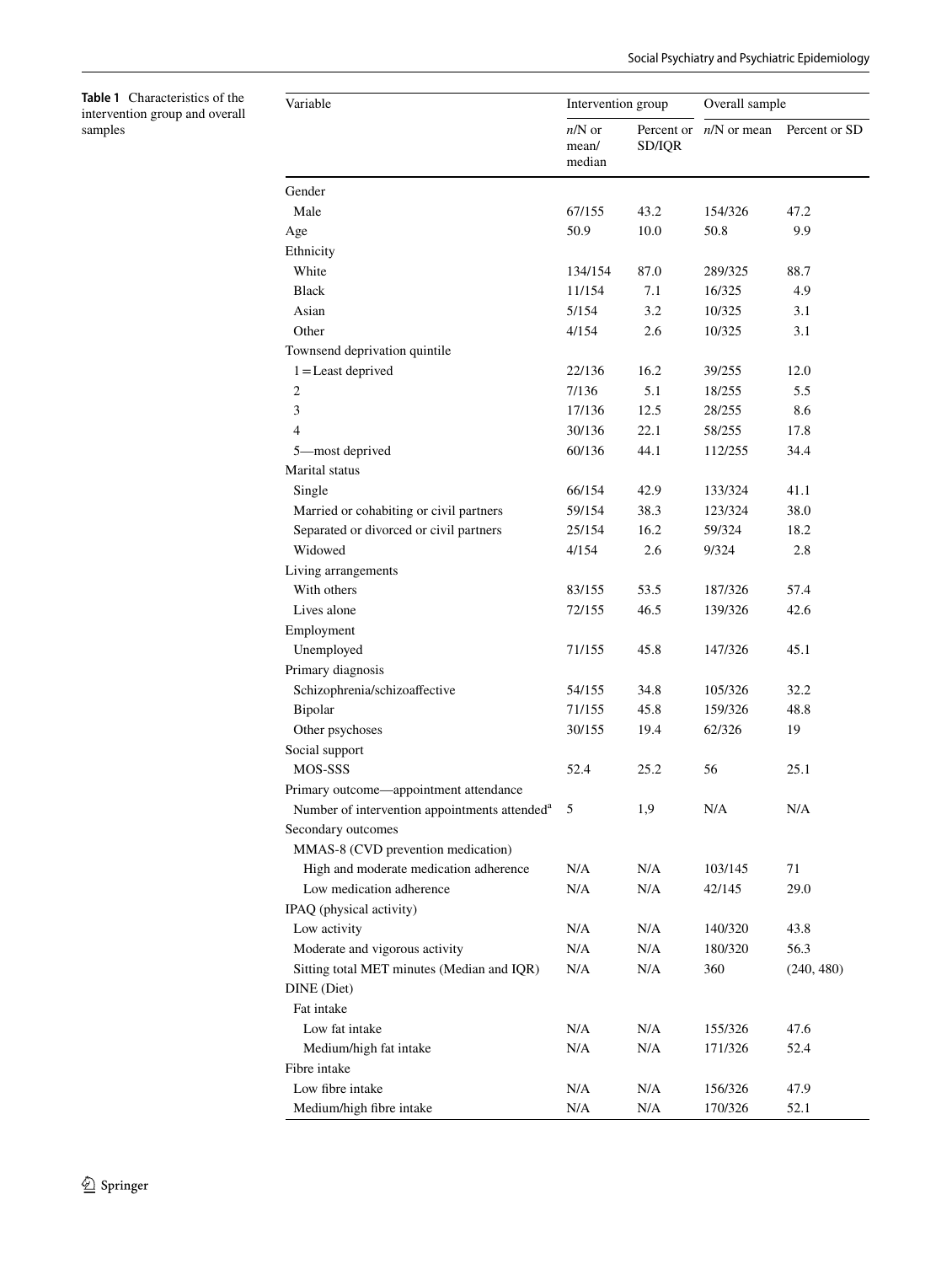**Table 1** Characteristics of the intervention group and overall samples

| Variable | Intervention group | | Overall sample | |
|---|---|---|---|---|
| | *n*/N or mean/median | Percent or SD/IQR | *n*/N or mean | Percent or SD |
| Gender | | | | |
| Male | 67/155 | 43.2 | 154/326 | 47.2 |
| Age | 50.9 | 10.0 | 50.8 | 9.9 |
| Ethnicity | | | | |
| White | 134/154 | 87.0 | 289/325 | 88.7 |
| Black | 11/154 | 7.1 | 16/325 | 4.9 |
| Asian | 5/154 | 3.2 | 10/325 | 3.1 |
| Other | 4/154 | 2.6 | 10/325 | 3.1 |
| Townsend deprivation quintile | | | | |
| 1 = Least deprived | 22/136 | 16.2 | 39/255 | 12.0 |
| 2 | 7/136 | 5.1 | 18/255 | 5.5 |
| 3 | 17/136 | 12.5 | 28/255 | 8.6 |
| 4 | 30/136 | 22.1 | 58/255 | 17.8 |
| 5—most deprived | 60/136 | 44.1 | 112/255 | 34.4 |
| Marital status | | | | |
| Single | 66/154 | 42.9 | 133/324 | 41.1 |
| Married or cohabiting or civil partners | 59/154 | 38.3 | 123/324 | 38.0 |
| Separated or divorced or civil partners | 25/154 | 16.2 | 59/324 | 18.2 |
| Widowed | 4/154 | 2.6 | 9/324 | 2.8 |
| Living arrangements | | | | |
| With others | 83/155 | 53.5 | 187/326 | 57.4 |
| Lives alone | 72/155 | 46.5 | 139/326 | 42.6 |
| Employment | | | | |
| Unemployed | 71/155 | 45.8 | 147/326 | 45.1 |
| Primary diagnosis | | | | |
| Schizophrenia/schizoaffective | 54/155 | 34.8 | 105/326 | 32.2 |
| Bipolar | 71/155 | 45.8 | 159/326 | 48.8 |
| Other psychoses | 30/155 | 19.4 | 62/326 | 19 |
| Social support | | | | |
| MOS-SSS | 52.4 | 25.2 | 56 | 25.1 |
| Primary outcome—appointment attendance | | | | |
| Number of intervention appointments attended[a] | 5 | 1,9 | N/A | N/A |
| Secondary outcomes | | | | |
| MMAS-8 (CVD prevention medication) | | | | |
| High and moderate medication adherence | N/A | N/A | 103/145 | 71 |
| Low medication adherence | N/A | N/A | 42/145 | 29.0 |
| IPAQ (physical activity) | | | | |
| Low activity | N/A | N/A | 140/320 | 43.8 |
| Moderate and vigorous activity | N/A | N/A | 180/320 | 56.3 |
| Sitting total MET minutes (Median and IQR) | N/A | N/A | 360 | (240, 480) |
| DINE (Diet) | | | | |
| Fat intake | | | | |
| Low fat intake | N/A | N/A | 155/326 | 47.6 |
| Medium/high fat intake | N/A | N/A | 171/326 | 52.4 |
| Fibre intake | | | | |
| Low fibre intake | N/A | N/A | 156/326 | 47.9 |
| Medium/high fibre intake | N/A | N/A | 170/326 | 52.1 |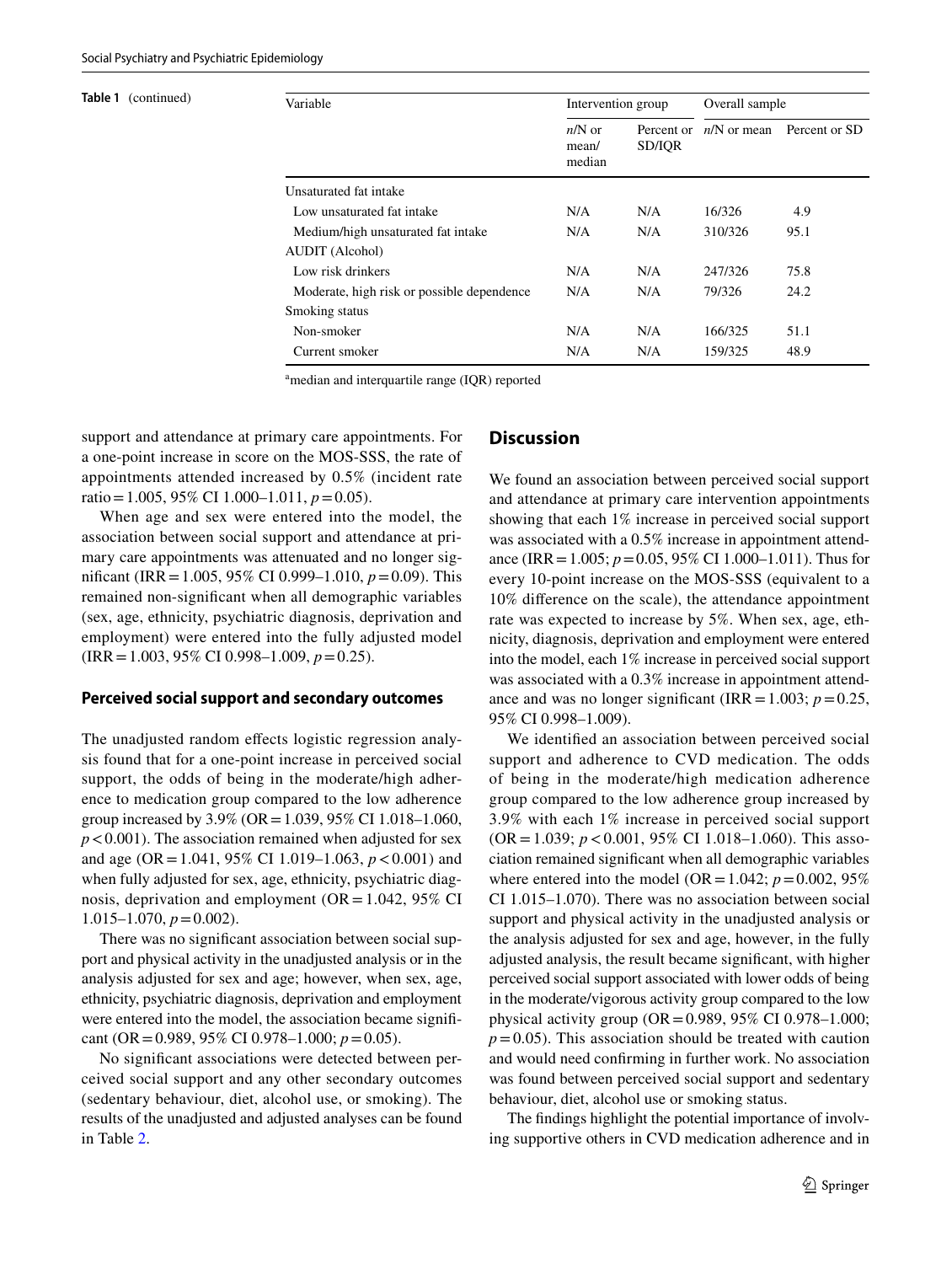**Table 1** (continued)

| Variable | Intervention group | | Overall sample | |
|---|---|---|---|---|
| | *n*/N or mean/ median | Percent or SD/IQR | *n*/N or mean | Percent or SD |
| Unsaturated fat intake | | | | |
| Low unsaturated fat intake | N/A | N/A | 16/326 | 4.9 |
| Medium/high unsaturated fat intake | N/A | N/A | 310/326 | 95.1 |
| AUDIT (Alcohol) | | | | |
| Low risk drinkers | N/A | N/A | 247/326 | 75.8 |
| Moderate, high risk or possible dependence | N/A | N/A | 79/326 | 24.2 |
| Smoking status | | | | |
| Non-smoker | N/A | N/A | 166/325 | 51.1 |
| Current smoker | N/A | N/A | 159/325 | 48.9 |

[a]median and interquartile range (IQR) reported

support and attendance at primary care appointments. For a one-point increase in score on the MOS-SSS, the rate of appointments attended increased by 0.5% (incident rate ratio = 1.005, 95% CI 1.000–1.011, $p = 0.05$).

When age and sex were entered into the model, the association between social support and attendance at primary care appointments was attenuated and no longer significant (IRR = 1.005, 95% CI 0.999–1.010, $p = 0.09$). This remained non-significant when all demographic variables (sex, age, ethnicity, psychiatric diagnosis, deprivation and employment) were entered into the fully adjusted model (IRR = 1.003, 95% CI 0.998–1.009, $p = 0.25$).

### Perceived social support and secondary outcomes

The unadjusted random effects logistic regression analysis found that for a one-point increase in perceived social support, the odds of being in the moderate/high adherence to medication group compared to the low adherence group increased by 3.9% (OR = 1.039, 95% CI 1.018–1.060, $p < 0.001$). The association remained when adjusted for sex and age (OR = 1.041, 95% CI 1.019–1.063, $p < 0.001$) and when fully adjusted for sex, age, ethnicity, psychiatric diagnosis, deprivation and employment (OR = 1.042, 95% CI 1.015–1.070, $p = 0.002$).

There was no significant association between social support and physical activity in the unadjusted analysis or in the analysis adjusted for sex and age; however, when sex, age, ethnicity, psychiatric diagnosis, deprivation and employment were entered into the model, the association became significant (OR = 0.989, 95% CI 0.978–1.000; $p = 0.05$).

No significant associations were detected between perceived social support and any other secondary outcomes (sedentary behaviour, diet, alcohol use, or smoking). The results of the unadjusted and adjusted analyses can be found in Table 2.

## Discussion

We found an association between perceived social support and attendance at primary care intervention appointments showing that each 1% increase in perceived social support was associated with a 0.5% increase in appointment attendance (IRR = 1.005; $p = 0.05$, 95% CI 1.000–1.011). Thus for every 10-point increase on the MOS-SSS (equivalent to a 10% difference on the scale), the attendance appointment rate was expected to increase by 5%. When sex, age, ethnicity, diagnosis, deprivation and employment were entered into the model, each 1% increase in perceived social support was associated with a 0.3% increase in appointment attendance and was no longer significant (IRR = 1.003; $p = 0.25$, 95% CI 0.998–1.009).

We identified an association between perceived social support and adherence to CVD medication. The odds of being in the moderate/high medication adherence group compared to the low adherence group increased by 3.9% with each 1% increase in perceived social support (OR = 1.039; $p < 0.001$, 95% CI 1.018–1.060). This association remained significant when all demographic variables where entered into the model (OR = 1.042; $p = 0.002$, 95% CI 1.015–1.070). There was no association between social support and physical activity in the unadjusted analysis or the analysis adjusted for sex and age, however, in the fully adjusted analysis, the result became significant, with higher perceived social support associated with lower odds of being in the moderate/vigorous activity group compared to the low physical activity group (OR = 0.989, 95% CI 0.978–1.000; $p = 0.05$). This association should be treated with caution and would need confirming in further work. No association was found between perceived social support and sedentary behaviour, diet, alcohol use or smoking status.

The findings highlight the potential importance of involving supportive others in CVD medication adherence and in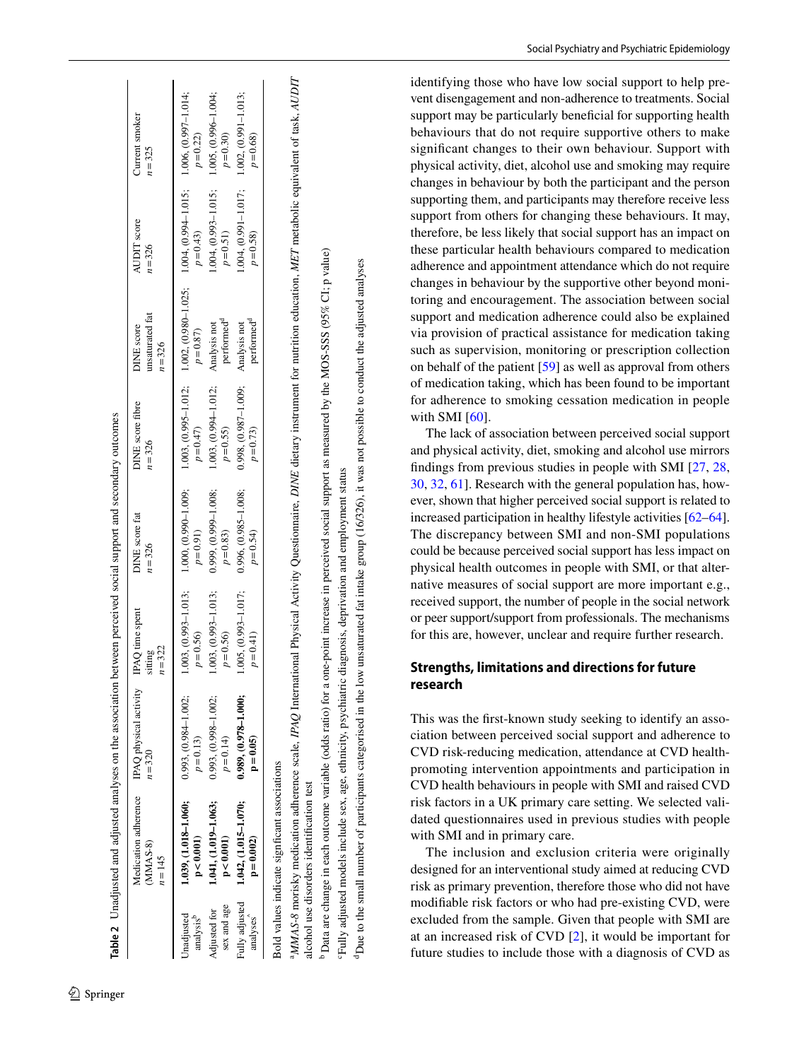**Table 2** Unadjusted and adjusted analyses on the association between perceived social support and secondary outcomes

| | Medication adherence (MMAS-8) $n=145$ | IPAQ physical activity $n=320$ | IPAQ time spent sitting $n=322$ | DINE score fat $n=326$ | DINE score fibre $n=326$ | DINE score unsaturated fat $n=326$ | AUDIT score $n=326$ | Current smoker $n=325$ |
|---|---|---|---|---|---|---|---|---|
| Unadjusted analysis[b] | **1.039, (1.018–1.060; p < 0.001)** | 0.993, (0.984–1.002; p = 0.13) | 1.003, (0.993–1.013; p = 0.56) | 1.000, (0.990–1.009; p = 0.91) | 1.003, (0.995–1.012; p = 0.47) | 1.002, (0.980–1.025; p = 0.87) | 1.004, (0.994–1.015; p = 0.43) | 1.006, (0.997–1.014; p = 0.22) |
| Adjusted for sex and age | **1.041, (1.019–1.063; p < 0.001)** | 0.993, (0.998–1.002; p = 0.14) | 1.003, (0.993–1.013; p = 0.56) | 0.999, (0.999–1.008; p = 0.83) | 1.003, (0.994–1.012; p = 0.55) | Analysis not performed[d] | 1.004, (0.993–1.015; p = 0.51) | 1.005, (0.996–1.004; p = 0.30) |
| Fully adjusted analyses[c] | **1.042, (1.015–1.070; p = 0.002)** | **0.989, (0.978–1.000; p = 0.05)** | 1.005, (0.993–1.017; p = 0.41) | 0.996, (0.985–1.008; p = 0.54) | 0.998, (0.987–1.009; p = 0.73) | Analysis not performed[d] | 1.004, (0.991–1.017; p = 0.58) | 1.002, (0.991–1.013; p = 0.68) |

Bold values indicate significant associations

[a] *MMAS-8* morisky medication adherence scale, *IPAQ* International Physical Activity Questionnaire, *DINE* dietary instrument for nutrition education, *MET* metabolic equivalent of task, *AUDIT* alcohol use disorders identification test

[b] Data are change in each outcome variable (odds ratio) for a one-point increase in perceived social support as measured by the MOS-SSS (95% CI; p value)

[c] Fully adjusted models include sex, age, ethnicity, psychiatric diagnosis, deprivation and employment status

[d] Due to the small number of participants categorised in the low unsaturated fat intake group (16/326), it was not possible to conduct the adjusted analyses

identifying those who have low social support to help prevent disengagement and non-adherence to treatments. Social support may be particularly beneficial for supporting health behaviours that do not require supportive others to make significant changes to their own behaviour. Support with physical activity, diet, alcohol use and smoking may require changes in behaviour by both the participant and the person supporting them, and participants may therefore receive less support from others for changing these behaviours. It may, therefore, be less likely that social support has an impact on these particular health behaviours compared to medication adherence and appointment attendance which do not require changes in behaviour by the supportive other beyond monitoring and encouragement. The association between social support and medication adherence could also be explained via provision of practical assistance for medication taking such as supervision, monitoring or prescription collection on behalf of the patient [59] as well as approval from others of medication taking, which has been found to be important for adherence to smoking cessation medication in people with SMI [60].

The lack of association between perceived social support and physical activity, diet, smoking and alcohol use mirrors findings from previous studies in people with SMI [27, 28, 30, 32, 61]. Research with the general population has, however, shown that higher perceived social support is related to increased participation in healthy lifestyle activities [62–64]. The discrepancy between SMI and non-SMI populations could be because perceived social support has less impact on physical health outcomes in people with SMI, or that alternative measures of social support are more important e.g., received support, the number of people in the social network or peer support/support from professionals. The mechanisms for this are, however, unclear and require further research.

## Strengths, limitations and directions for future research

This was the first-known study seeking to identify an association between perceived social support and adherence to CVD risk-reducing medication, attendance at CVD health-promoting intervention appointments and participation in CVD health behaviours in people with SMI and raised CVD risk factors in a UK primary care setting. We selected validated questionnaires used in previous studies with people with SMI and in primary care.

The inclusion and exclusion criteria were originally designed for an interventional study aimed at reducing CVD risk as primary prevention, therefore those who did not have modifiable risk factors or who had pre-existing CVD, were excluded from the sample. Given that people with SMI are at an increased risk of CVD [2], it would be important for future studies to include those with a diagnosis of CVD as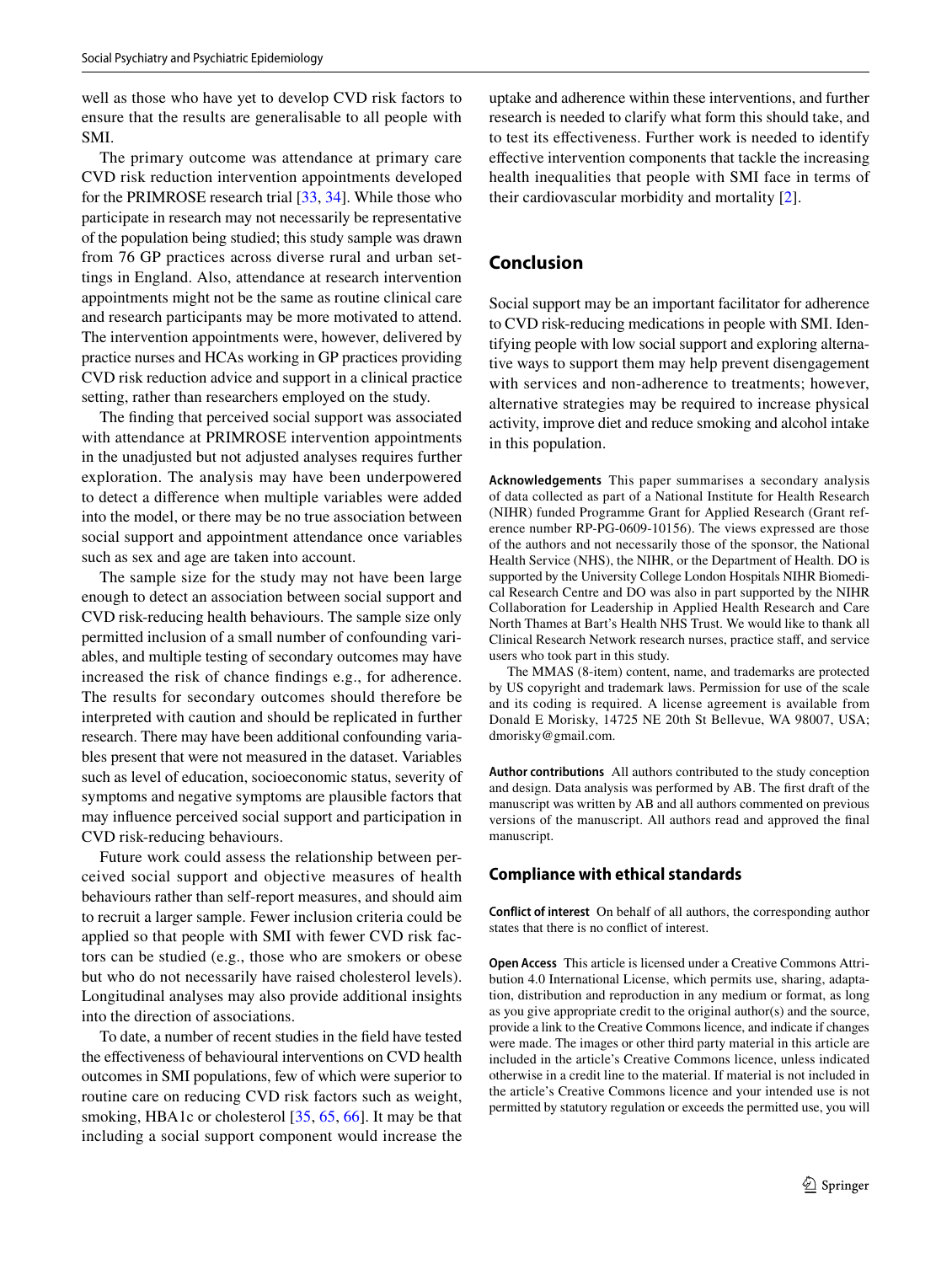well as those who have yet to develop CVD risk factors to ensure that the results are generalisable to all people with SMI.

The primary outcome was attendance at primary care CVD risk reduction intervention appointments developed for the PRIMROSE research trial [33, 34]. While those who participate in research may not necessarily be representative of the population being studied; this study sample was drawn from 76 GP practices across diverse rural and urban settings in England. Also, attendance at research intervention appointments might not be the same as routine clinical care and research participants may be more motivated to attend. The intervention appointments were, however, delivered by practice nurses and HCAs working in GP practices providing CVD risk reduction advice and support in a clinical practice setting, rather than researchers employed on the study.

The finding that perceived social support was associated with attendance at PRIMROSE intervention appointments in the unadjusted but not adjusted analyses requires further exploration. The analysis may have been underpowered to detect a difference when multiple variables were added into the model, or there may be no true association between social support and appointment attendance once variables such as sex and age are taken into account.

The sample size for the study may not have been large enough to detect an association between social support and CVD risk-reducing health behaviours. The sample size only permitted inclusion of a small number of confounding variables, and multiple testing of secondary outcomes may have increased the risk of chance findings e.g., for adherence. The results for secondary outcomes should therefore be interpreted with caution and should be replicated in further research. There may have been additional confounding variables present that were not measured in the dataset. Variables such as level of education, socioeconomic status, severity of symptoms and negative symptoms are plausible factors that may influence perceived social support and participation in CVD risk-reducing behaviours.

Future work could assess the relationship between perceived social support and objective measures of health behaviours rather than self-report measures, and should aim to recruit a larger sample. Fewer inclusion criteria could be applied so that people with SMI with fewer CVD risk factors can be studied (e.g., those who are smokers or obese but who do not necessarily have raised cholesterol levels). Longitudinal analyses may also provide additional insights into the direction of associations.

To date, a number of recent studies in the field have tested the effectiveness of behavioural interventions on CVD health outcomes in SMI populations, few of which were superior to routine care on reducing CVD risk factors such as weight, smoking, HBA1c or cholesterol [35, 65, 66]. It may be that including a social support component would increase the uptake and adherence within these interventions, and further research is needed to clarify what form this should take, and to test its effectiveness. Further work is needed to identify effective intervention components that tackle the increasing health inequalities that people with SMI face in terms of their cardiovascular morbidity and mortality [2].

## Conclusion

Social support may be an important facilitator for adherence to CVD risk-reducing medications in people with SMI. Identifying people with low social support and exploring alternative ways to support them may help prevent disengagement with services and non-adherence to treatments; however, alternative strategies may be required to increase physical activity, improve diet and reduce smoking and alcohol intake in this population.

**Acknowledgements** This paper summarises a secondary analysis of data collected as part of a National Institute for Health Research (NIHR) funded Programme Grant for Applied Research (Grant reference number RP-PG-0609-10156). The views expressed are those of the authors and not necessarily those of the sponsor, the National Health Service (NHS), the NIHR, or the Department of Health. DO is supported by the University College London Hospitals NIHR Biomedical Research Centre and DO was also in part supported by the NIHR Collaboration for Leadership in Applied Health Research and Care North Thames at Bart's Health NHS Trust. We would like to thank all Clinical Research Network research nurses, practice staff, and service users who took part in this study.

The MMAS (8-item) content, name, and trademarks are protected by US copyright and trademark laws. Permission for use of the scale and its coding is required. A license agreement is available from Donald E Morisky, 14725 NE 20th St Bellevue, WA 98007, USA; dmorisky@gmail.com.

**Author contributions** All authors contributed to the study conception and design. Data analysis was performed by AB. The first draft of the manuscript was written by AB and all authors commented on previous versions of the manuscript. All authors read and approved the final manuscript.

### Compliance with ethical standards

**Conflict of interest** On behalf of all authors, the corresponding author states that there is no conflict of interest.

**Open Access** This article is licensed under a Creative Commons Attribution 4.0 International License, which permits use, sharing, adaptation, distribution and reproduction in any medium or format, as long as you give appropriate credit to the original author(s) and the source, provide a link to the Creative Commons licence, and indicate if changes were made. The images or other third party material in this article are included in the article's Creative Commons licence, unless indicated otherwise in a credit line to the material. If material is not included in the article's Creative Commons licence and your intended use is not permitted by statutory regulation or exceeds the permitted use, you will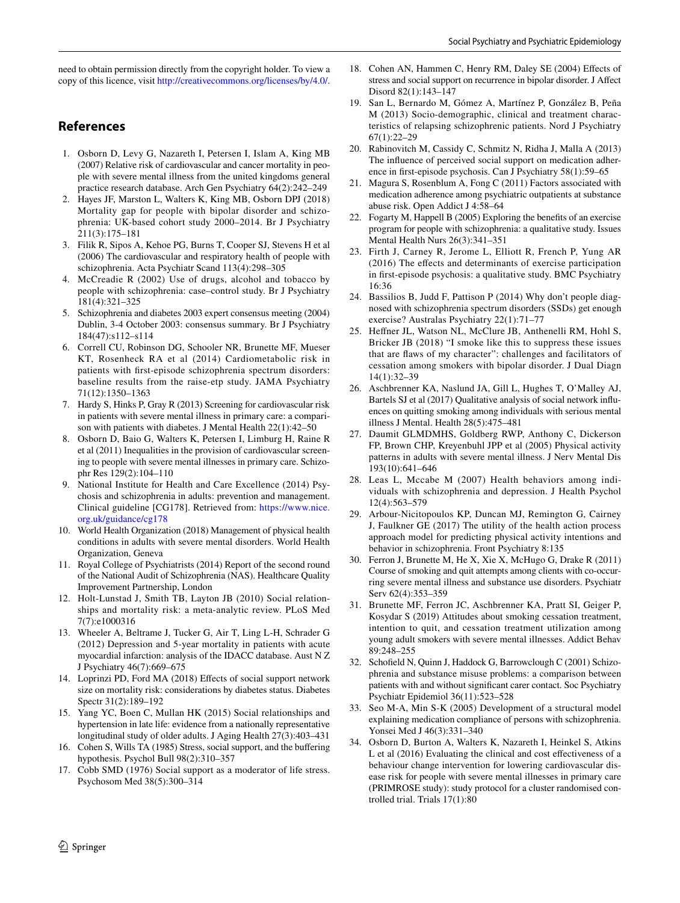need to obtain permission directly from the copyright holder. To view a copy of this licence, visit http://creativecommons.org/licenses/by/4.0/.

## References

1. Osborn D, Levy G, Nazareth I, Petersen I, Islam A, King MB (2007) Relative risk of cardiovascular and cancer mortality in people with severe mental illness from the united kingdoms general practice research database. Arch Gen Psychiatry 64(2):242–249
2. Hayes JF, Marston L, Walters K, King MB, Osborn DPJ (2018) Mortality gap for people with bipolar disorder and schizophrenia: UK-based cohort study 2000–2014. Br J Psychiatry 211(3):175–181
3. Filik R, Sipos A, Kehoe PG, Burns T, Cooper SJ, Stevens H et al (2006) The cardiovascular and respiratory health of people with schizophrenia. Acta Psychiatr Scand 113(4):298–305
4. McCreadie R (2002) Use of drugs, alcohol and tobacco by people with schizophrenia: case–control study. Br J Psychiatry 181(4):321–325
5. Schizophrenia and diabetes 2003 expert consensus meeting (2004) Dublin, 3-4 October 2003: consensus summary. Br J Psychiatry 184(47):s112–s114
6. Correll CU, Robinson DG, Schooler NR, Brunette MF, Mueser KT, Rosenheck RA et al (2014) Cardiometabolic risk in patients with first-episode schizophrenia spectrum disorders: baseline results from the raise-etp study. JAMA Psychiatry 71(12):1350–1363
7. Hardy S, Hinks P, Gray R (2013) Screening for cardiovascular risk in patients with severe mental illness in primary care: a comparison with patients with diabetes. J Mental Health 22(1):42–50
8. Osborn D, Baio G, Walters K, Petersen I, Limburg H, Raine R et al (2011) Inequalities in the provision of cardiovascular screening to people with severe mental illnesses in primary care. Schizophr Res 129(2):104–110
9. National Institute for Health and Care Excellence (2014) Psychosis and schizophrenia in adults: prevention and management. Clinical guideline [CG178]. Retrieved from: https://www.nice.org.uk/guidance/cg178
10. World Health Organization (2018) Management of physical health conditions in adults with severe mental disorders. World Health Organization, Geneva
11. Royal College of Psychiatrists (2014) Report of the second round of the National Audit of Schizophrenia (NAS). Healthcare Quality Improvement Partnership, London
12. Holt-Lunstad J, Smith TB, Layton JB (2010) Social relationships and mortality risk: a meta-analytic review. PLoS Med 7(7):e1000316
13. Wheeler A, Beltrame J, Tucker G, Air T, Ling L-H, Schrader G (2012) Depression and 5-year mortality in patients with acute myocardial infarction: analysis of the IDACC database. Aust N Z J Psychiatry 46(7):669–675
14. Loprinzi PD, Ford MA (2018) Effects of social support network size on mortality risk: considerations by diabetes status. Diabetes Spectr 31(2):189–192
15. Yang YC, Boen C, Mullan HK (2015) Social relationships and hypertension in late life: evidence from a nationally representative longitudinal study of older adults. J Aging Health 27(3):403–431
16. Cohen S, Wills TA (1985) Stress, social support, and the buffering hypothesis. Psychol Bull 98(2):310–357
17. Cobb SMD (1976) Social support as a moderator of life stress. Psychosom Med 38(5):300–314
18. Cohen AN, Hammen C, Henry RM, Daley SE (2004) Effects of stress and social support on recurrence in bipolar disorder. J Affect Disord 82(1):143–147
19. San L, Bernardo M, Gómez A, Martínez P, González B, Peña M (2013) Socio-demographic, clinical and treatment characteristics of relapsing schizophrenic patients. Nord J Psychiatry 67(1):22–29
20. Rabinovitch M, Cassidy C, Schmitz N, Ridha J, Malla A (2013) The influence of perceived social support on medication adherence in first-episode psychosis. Can J Psychiatry 58(1):59–65
21. Magura S, Rosenblum A, Fong C (2011) Factors associated with medication adherence among psychiatric outpatients at substance abuse risk. Open Addict J 4:58–64
22. Fogarty M, Happell B (2005) Exploring the benefits of an exercise program for people with schizophrenia: a qualitative study. Issues Mental Health Nurs 26(3):341–351
23. Firth J, Carney R, Jerome L, Elliott R, French P, Yung AR (2016) The effects and determinants of exercise participation in first-episode psychosis: a qualitative study. BMC Psychiatry 16:36
24. Bassilios B, Judd F, Pattison P (2014) Why don't people diagnosed with schizophrenia spectrum disorders (SSDs) get enough exercise? Australas Psychiatry 22(1):71–77
25. Heffner JL, Watson NL, McClure JB, Anthenelli RM, Hohl S, Bricker JB (2018) "I smoke like this to suppress these issues that are flaws of my character": challenges and facilitators of cessation among smokers with bipolar disorder. J Dual Diagn 14(1):32–39
26. Aschbrenner KA, Naslund JA, Gill L, Hughes T, O'Malley AJ, Bartels SJ et al (2017) Qualitative analysis of social network influences on quitting smoking among individuals with serious mental illness J Mental. Health 28(5):475–481
27. Daumit GLMDMHS, Goldberg RWP, Anthony C, Dickerson FP, Brown CHP, Kreyenbuhl JPP et al (2005) Physical activity patterns in adults with severe mental illness. J Nerv Mental Dis 193(10):641–646
28. Leas L, Mccabe M (2007) Health behaviors among individuals with schizophrenia and depression. J Health Psychol 12(4):563–579
29. Arbour-Nicitopoulos KP, Duncan MJ, Remington G, Cairney J, Faulkner GE (2017) The utility of the health action process approach model for predicting physical activity intentions and behavior in schizophrenia. Front Psychiatry 8:135
30. Ferron J, Brunette M, He X, Xie X, McHugo G, Drake R (2011) Course of smoking and quit attempts among clients with co-occurring severe mental illness and substance use disorders. Psychiatr Serv 62(4):353–359
31. Brunette MF, Ferron JC, Aschbrenner KA, Pratt SI, Geiger P, Kosydar S (2019) Attitudes about smoking cessation treatment, intention to quit, and cessation treatment utilization among young adult smokers with severe mental illnesses. Addict Behav 89:248–255
32. Schofield N, Quinn J, Haddock G, Barrowclough C (2001) Schizophrenia and substance misuse problems: a comparison between patients with and without significant carer contact. Soc Psychiatry Psychiatr Epidemiol 36(11):523–528
33. Seo M-A, Min S-K (2005) Development of a structural model explaining medication compliance of persons with schizophrenia. Yonsei Med J 46(3):331–340
34. Osborn D, Burton A, Walters K, Nazareth I, Heinkel S, Atkins L et al (2016) Evaluating the clinical and cost effectiveness of a behaviour change intervention for lowering cardiovascular disease risk for people with severe mental illnesses in primary care (PRIMROSE study): study protocol for a cluster randomised controlled trial. Trials 17(1):80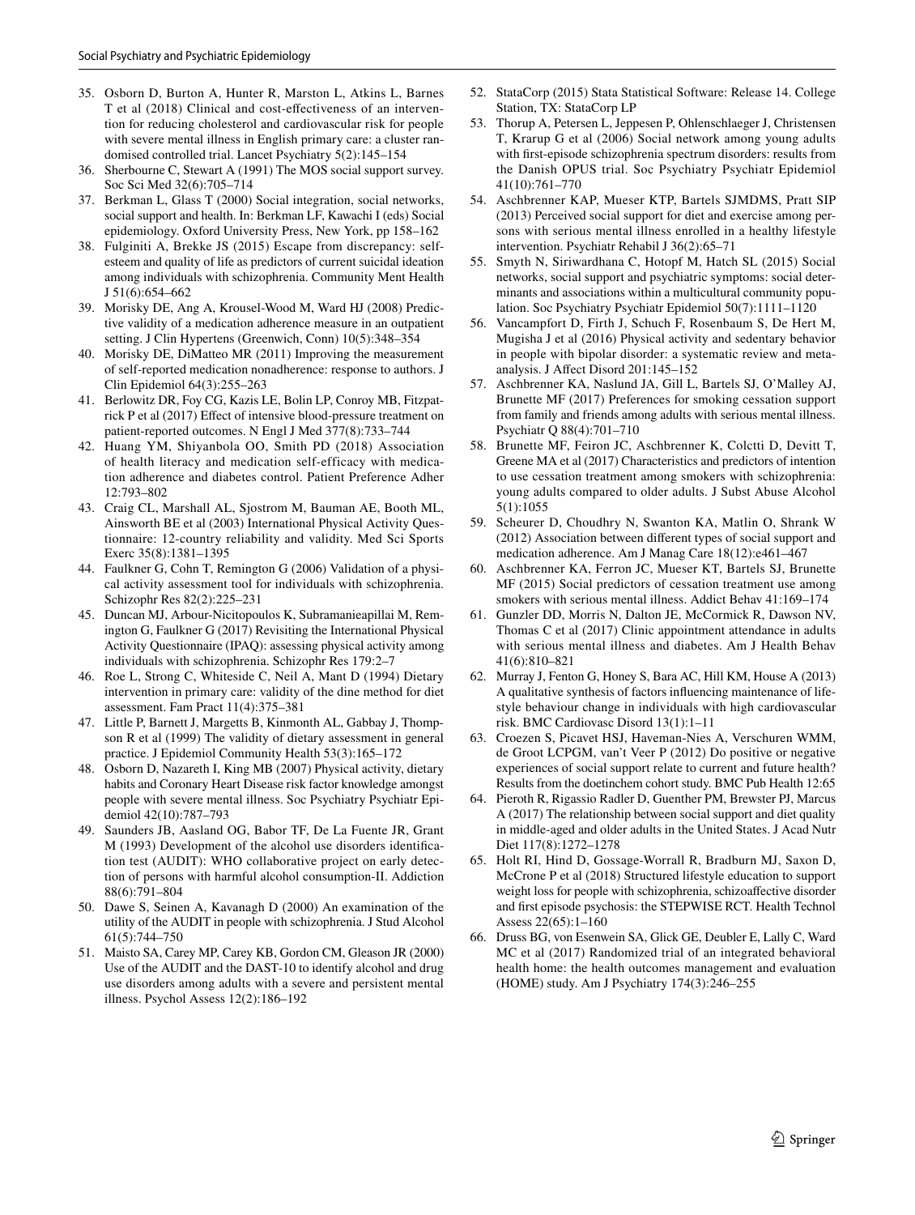35. Osborn D, Burton A, Hunter R, Marston L, Atkins L, Barnes T et al (2018) Clinical and cost-effectiveness of an intervention for reducing cholesterol and cardiovascular risk for people with severe mental illness in English primary care: a cluster randomised controlled trial. Lancet Psychiatry 5(2):145–154
36. Sherbourne C, Stewart A (1991) The MOS social support survey. Soc Sci Med 32(6):705–714
37. Berkman L, Glass T (2000) Social integration, social networks, social support and health. In: Berkman LF, Kawachi I (eds) Social epidemiology. Oxford University Press, New York, pp 158–162
38. Fulginiti A, Brekke JS (2015) Escape from discrepancy: self-esteem and quality of life as predictors of current suicidal ideation among individuals with schizophrenia. Community Ment Health J 51(6):654–662
39. Morisky DE, Ang A, Krousel-Wood M, Ward HJ (2008) Predictive validity of a medication adherence measure in an outpatient setting. J Clin Hypertens (Greenwich, Conn) 10(5):348–354
40. Morisky DE, DiMatteo MR (2011) Improving the measurement of self-reported medication nonadherence: response to authors. J Clin Epidemiol 64(3):255–263
41. Berlowitz DR, Foy CG, Kazis LE, Bolin LP, Conroy MB, Fitzpatrick P et al (2017) Effect of intensive blood-pressure treatment on patient-reported outcomes. N Engl J Med 377(8):733–744
42. Huang YM, Shiyanbola OO, Smith PD (2018) Association of health literacy and medication self-efficacy with medication adherence and diabetes control. Patient Preference Adher 12:793–802
43. Craig CL, Marshall AL, Sjostrom M, Bauman AE, Booth ML, Ainsworth BE et al (2003) International Physical Activity Questionnaire: 12-country reliability and validity. Med Sci Sports Exerc 35(8):1381–1395
44. Faulkner G, Cohn T, Remington G (2006) Validation of a physical activity assessment tool for individuals with schizophrenia. Schizophr Res 82(2):225–231
45. Duncan MJ, Arbour-Nicitopoulos K, Subramanieapillai M, Remington G, Faulkner G (2017) Revisiting the International Physical Activity Questionnaire (IPAQ): assessing physical activity among individuals with schizophrenia. Schizophr Res 179:2–7
46. Roe L, Strong C, Whiteside C, Neil A, Mant D (1994) Dietary intervention in primary care: validity of the dine method for diet assessment. Fam Pract 11(4):375–381
47. Little P, Barnett J, Margetts B, Kinmonth AL, Gabbay J, Thompson R et al (1999) The validity of dietary assessment in general practice. J Epidemiol Community Health 53(3):165–172
48. Osborn D, Nazareth I, King MB (2007) Physical activity, dietary habits and Coronary Heart Disease risk factor knowledge amongst people with severe mental illness. Soc Psychiatry Psychiatr Epidemiol 42(10):787–793
49. Saunders JB, Aasland OG, Babor TF, De La Fuente JR, Grant M (1993) Development of the alcohol use disorders identification test (AUDIT): WHO collaborative project on early detection of persons with harmful alcohol consumption-II. Addiction 88(6):791–804
50. Dawe S, Seinen A, Kavanagh D (2000) An examination of the utility of the AUDIT in people with schizophrenia. J Stud Alcohol 61(5):744–750
51. Maisto SA, Carey MP, Carey KB, Gordon CM, Gleason JR (2000) Use of the AUDIT and the DAST-10 to identify alcohol and drug use disorders among adults with a severe and persistent mental illness. Psychol Assess 12(2):186–192
52. StataCorp (2015) Stata Statistical Software: Release 14. College Station, TX: StataCorp LP
53. Thorup A, Petersen L, Jeppesen P, Ohlenschlaeger J, Christensen T, Krarup G et al (2006) Social network among young adults with first-episode schizophrenia spectrum disorders: results from the Danish OPUS trial. Soc Psychiatry Psychiatr Epidemiol 41(10):761–770
54. Aschbrenner KAP, Mueser KTP, Bartels SJMDMS, Pratt SIP (2013) Perceived social support for diet and exercise among persons with serious mental illness enrolled in a healthy lifestyle intervention. Psychiatr Rehabil J 36(2):65–71
55. Smyth N, Siriwardhana C, Hotopf M, Hatch SL (2015) Social networks, social support and psychiatric symptoms: social determinants and associations within a multicultural community population. Soc Psychiatry Psychiatr Epidemiol 50(7):1111–1120
56. Vancampfort D, Firth J, Schuch F, Rosenbaum S, De Hert M, Mugisha J et al (2016) Physical activity and sedentary behavior in people with bipolar disorder: a systematic review and meta-analysis. J Affect Disord 201:145–152
57. Aschbrenner KA, Naslund JA, Gill L, Bartels SJ, O'Malley AJ, Brunette MF (2017) Preferences for smoking cessation support from family and friends among adults with serious mental illness. Psychiatr Q 88(4):701–710
58. Brunette MF, Feiron JC, Aschbrenner K, Colctti D, Devitt T, Greene MA et al (2017) Characteristics and predictors of intention to use cessation treatment among smokers with schizophrenia: young adults compared to older adults. J Subst Abuse Alcohol 5(1):1055
59. Scheurer D, Choudhry N, Swanton KA, Matlin O, Shrank W (2012) Association between different types of social support and medication adherence. Am J Manag Care 18(12):e461–467
60. Aschbrenner KA, Ferron JC, Mueser KT, Bartels SJ, Brunette MF (2015) Social predictors of cessation treatment use among smokers with serious mental illness. Addict Behav 41:169–174
61. Gunzler DD, Morris N, Dalton JE, McCormick R, Dawson NV, Thomas C et al (2017) Clinic appointment attendance in adults with serious mental illness and diabetes. Am J Health Behav 41(6):810–821
62. Murray J, Fenton G, Honey S, Bara AC, Hill KM, House A (2013) A qualitative synthesis of factors influencing maintenance of lifestyle behaviour change in individuals with high cardiovascular risk. BMC Cardiovasc Disord 13(1):1–11
63. Croezen S, Picavet HSJ, Haveman-Nies A, Verschuren WMM, de Groot LCPGM, van't Veer P (2012) Do positive or negative experiences of social support relate to current and future health? Results from the doetinchem cohort study. BMC Pub Health 12:65
64. Pieroth R, Rigassio Radler D, Guenther PM, Brewster PJ, Marcus A (2017) The relationship between social support and diet quality in middle-aged and older adults in the United States. J Acad Nutr Diet 117(8):1272–1278
65. Holt RI, Hind D, Gossage-Worrall R, Bradburn MJ, Saxon D, McCrone P et al (2018) Structured lifestyle education to support weight loss for people with schizophrenia, schizoaffective disorder and first episode psychosis: the STEPWISE RCT. Health Technol Assess 22(65):1–160
66. Druss BG, von Esenwein SA, Glick GE, Deubler E, Lally C, Ward MC et al (2017) Randomized trial of an integrated behavioral health home: the health outcomes management and evaluation (HOME) study. Am J Psychiatry 174(3):246–255